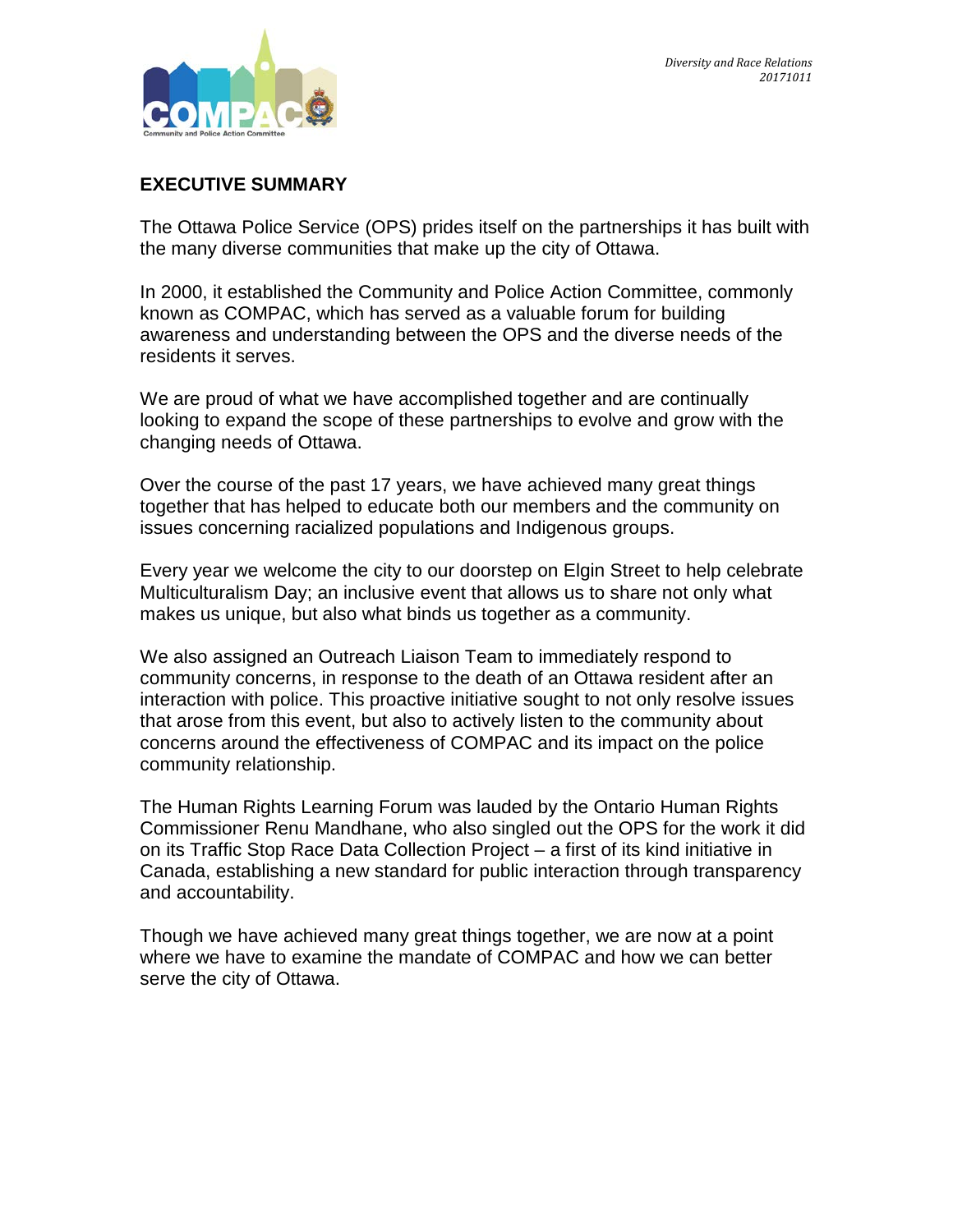*Diversity and Race Relations*
*20171011*

## EXECUTIVE SUMMARY

The Ottawa Police Service (OPS) prides itself on the partnerships it has built with the many diverse communities that make up the city of Ottawa.

In 2000, it established the Community and Police Action Committee, commonly known as COMPAC, which has served as a valuable forum for building awareness and understanding between the OPS and the diverse needs of the residents it serves.

We are proud of what we have accomplished together and are continually looking to expand the scope of these partnerships to evolve and grow with the changing needs of Ottawa.

Over the course of the past 17 years, we have achieved many great things together that has helped to educate both our members and the community on issues concerning racialized populations and Indigenous groups.

Every year we welcome the city to our doorstep on Elgin Street to help celebrate Multiculturalism Day; an inclusive event that allows us to share not only what makes us unique, but also what binds us together as a community.

We also assigned an Outreach Liaison Team to immediately respond to community concerns, in response to the death of an Ottawa resident after an interaction with police. This proactive initiative sought to not only resolve issues that arose from this event, but also to actively listen to the community about concerns around the effectiveness of COMPAC and its impact on the police community relationship.

The Human Rights Learning Forum was lauded by the Ontario Human Rights Commissioner Renu Mandhane, who also singled out the OPS for the work it did on its Traffic Stop Race Data Collection Project – a first of its kind initiative in Canada, establishing a new standard for public interaction through transparency and accountability.

Though we have achieved many great things together, we are now at a point where we have to examine the mandate of COMPAC and how we can better serve the city of Ottawa.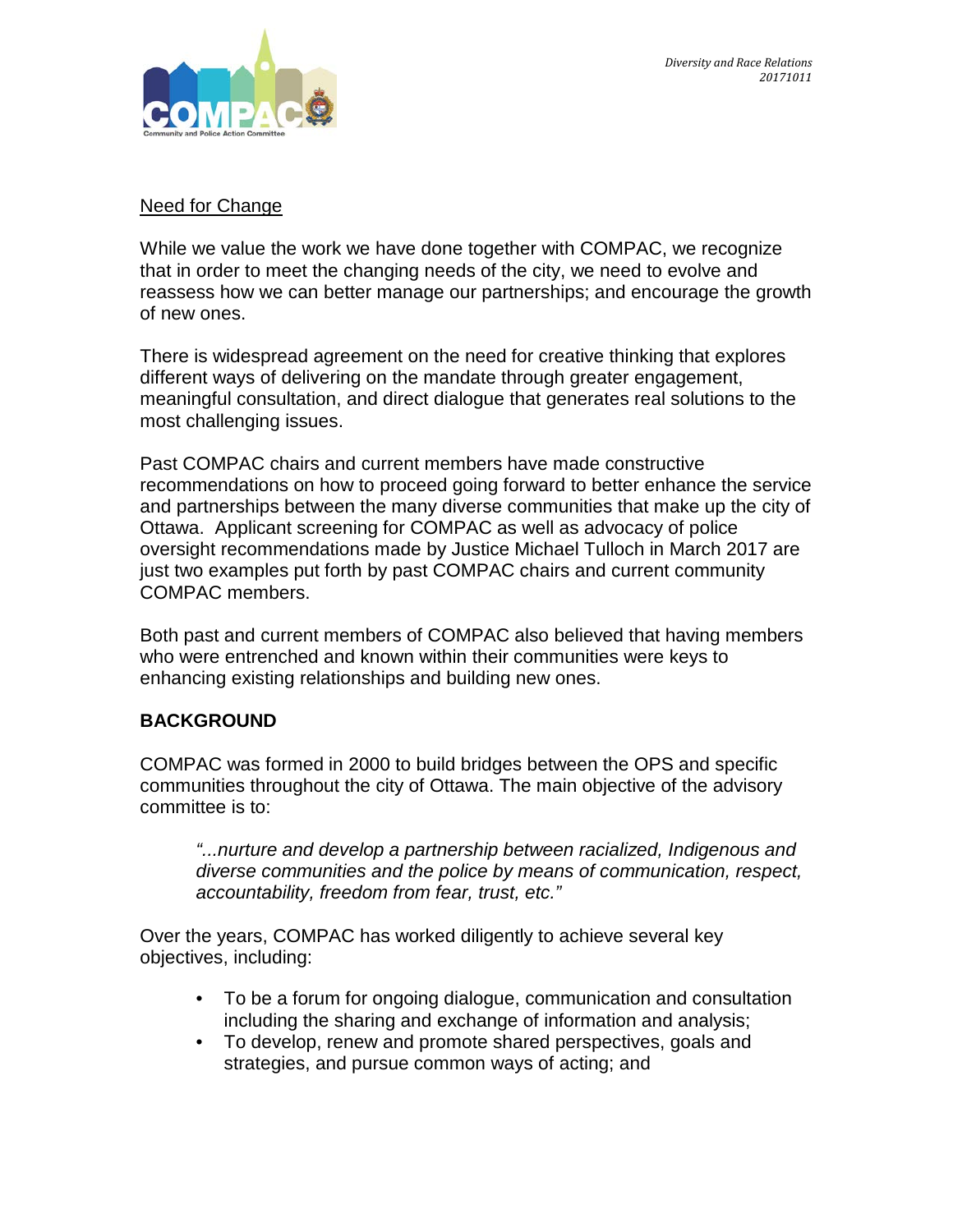Need for Change

While we value the work we have done together with COMPAC, we recognize that in order to meet the changing needs of the city, we need to evolve and reassess how we can better manage our partnerships; and encourage the growth of new ones.

There is widespread agreement on the need for creative thinking that explores different ways of delivering on the mandate through greater engagement, meaningful consultation, and direct dialogue that generates real solutions to the most challenging issues.

Past COMPAC chairs and current members have made constructive recommendations on how to proceed going forward to better enhance the service and partnerships between the many diverse communities that make up the city of Ottawa. Applicant screening for COMPAC as well as advocacy of police oversight recommendations made by Justice Michael Tulloch in March 2017 are just two examples put forth by past COMPAC chairs and current community COMPAC members.

Both past and current members of COMPAC also believed that having members who were entrenched and known within their communities were keys to enhancing existing relationships and building new ones.

## BACKGROUND

COMPAC was formed in 2000 to build bridges between the OPS and specific communities throughout the city of Ottawa. The main objective of the advisory committee is to:

> *"...nurture and develop a partnership between racialized, Indigenous and diverse communities and the police by means of communication, respect, accountability, freedom from fear, trust, etc."*

Over the years, COMPAC has worked diligently to achieve several key objectives, including:

- To be a forum for ongoing dialogue, communication and consultation including the sharing and exchange of information and analysis;
- To develop, renew and promote shared perspectives, goals and strategies, and pursue common ways of acting; and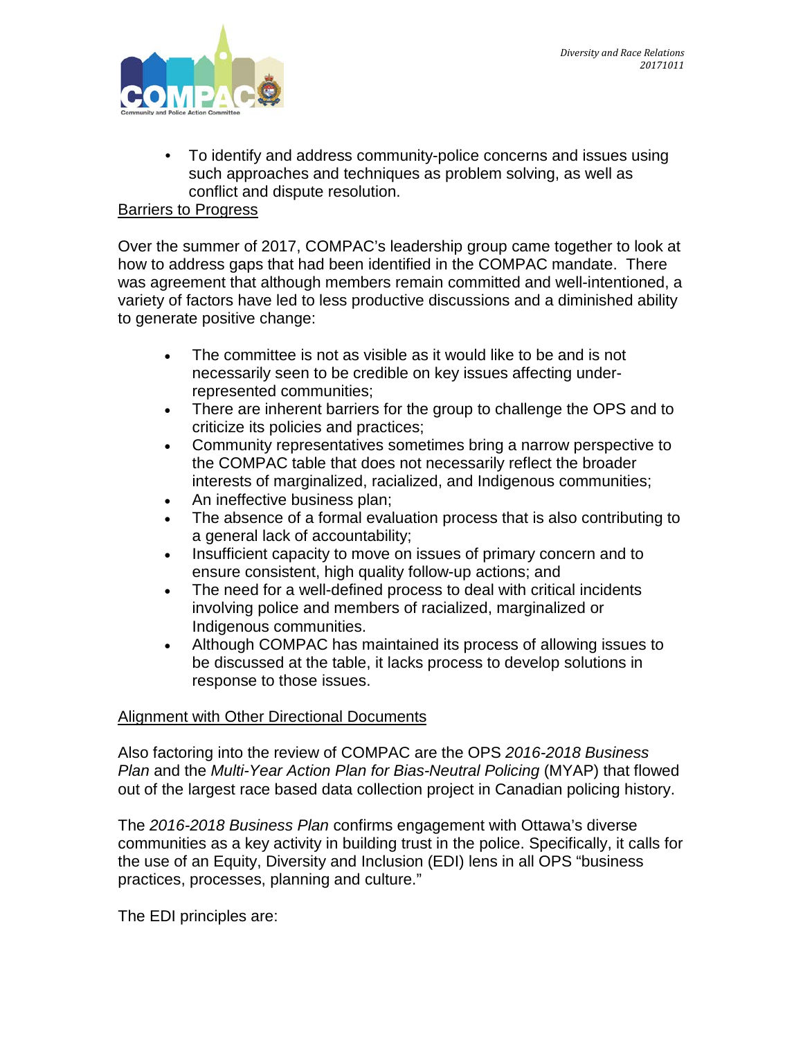- To identify and address community-police concerns and issues using such approaches and techniques as problem solving, as well as conflict and dispute resolution.

<u>Barriers to Progress</u>

Over the summer of 2017, COMPAC's leadership group came together to look at how to address gaps that had been identified in the COMPAC mandate. There was agreement that although members remain committed and well-intentioned, a variety of factors have led to less productive discussions and a diminished ability to generate positive change:

- The committee is not as visible as it would like to be and is not necessarily seen to be credible on key issues affecting under-represented communities;
- There are inherent barriers for the group to challenge the OPS and to criticize its policies and practices;
- Community representatives sometimes bring a narrow perspective to the COMPAC table that does not necessarily reflect the broader interests of marginalized, racialized, and Indigenous communities;
- An ineffective business plan;
- The absence of a formal evaluation process that is also contributing to a general lack of accountability;
- Insufficient capacity to move on issues of primary concern and to ensure consistent, high quality follow-up actions; and
- The need for a well-defined process to deal with critical incidents involving police and members of racialized, marginalized or Indigenous communities.
- Although COMPAC has maintained its process of allowing issues to be discussed at the table, it lacks process to develop solutions in response to those issues.

<u>Alignment with Other Directional Documents</u>

Also factoring into the review of COMPAC are the OPS *2016-2018 Business Plan* and the *Multi-Year Action Plan for Bias-Neutral Policing* (MYAP) that flowed out of the largest race based data collection project in Canadian policing history.

The *2016-2018 Business Plan* confirms engagement with Ottawa's diverse communities as a key activity in building trust in the police. Specifically, it calls for the use of an Equity, Diversity and Inclusion (EDI) lens in all OPS "business practices, processes, planning and culture."

The EDI principles are: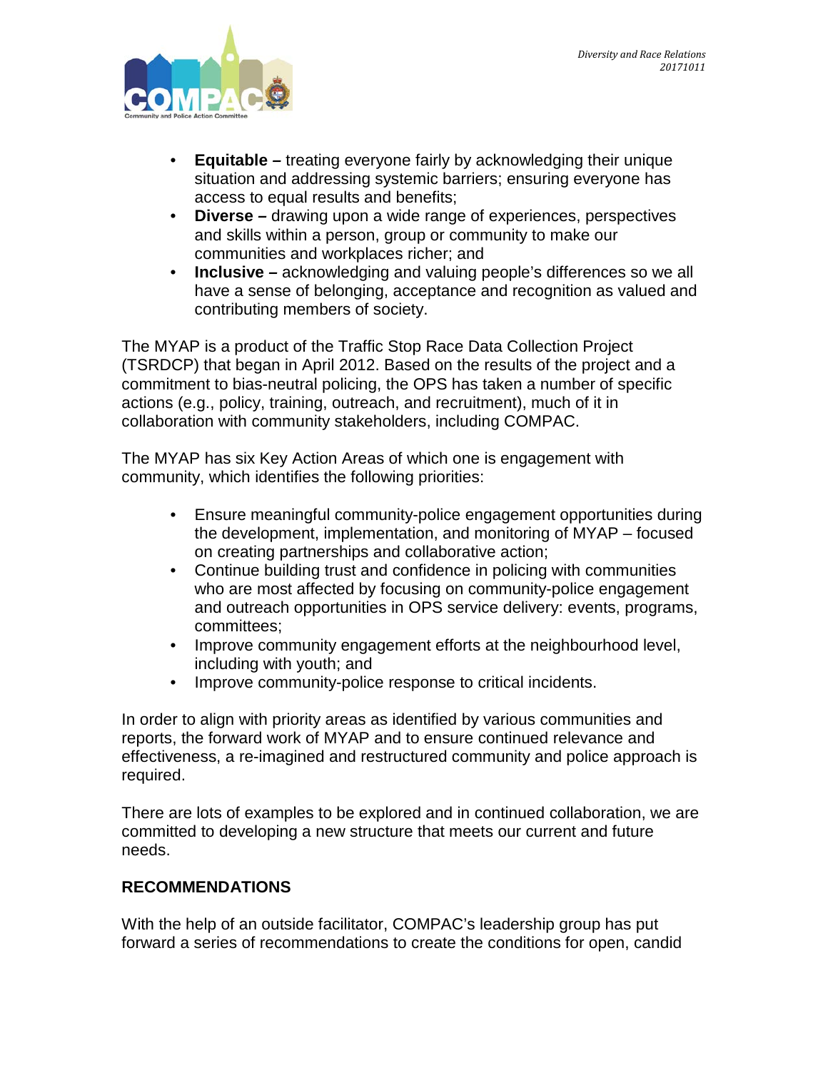- **Equitable –** treating everyone fairly by acknowledging their unique situation and addressing systemic barriers; ensuring everyone has access to equal results and benefits;
- **Diverse –** drawing upon a wide range of experiences, perspectives and skills within a person, group or community to make our communities and workplaces richer; and
- **Inclusive –** acknowledging and valuing people's differences so we all have a sense of belonging, acceptance and recognition as valued and contributing members of society.

The MYAP is a product of the Traffic Stop Race Data Collection Project (TSRDCP) that began in April 2012. Based on the results of the project and a commitment to bias-neutral policing, the OPS has taken a number of specific actions (e.g., policy, training, outreach, and recruitment), much of it in collaboration with community stakeholders, including COMPAC.

The MYAP has six Key Action Areas of which one is engagement with community, which identifies the following priorities:

- Ensure meaningful community-police engagement opportunities during the development, implementation, and monitoring of MYAP – focused on creating partnerships and collaborative action;
- Continue building trust and confidence in policing with communities who are most affected by focusing on community-police engagement and outreach opportunities in OPS service delivery: events, programs, committees;
- Improve community engagement efforts at the neighbourhood level, including with youth; and
- Improve community-police response to critical incidents.

In order to align with priority areas as identified by various communities and reports, the forward work of MYAP and to ensure continued relevance and effectiveness, a re-imagined and restructured community and police approach is required.

There are lots of examples to be explored and in continued collaboration, we are committed to developing a new structure that meets our current and future needs.

## RECOMMENDATIONS

With the help of an outside facilitator, COMPAC's leadership group has put forward a series of recommendations to create the conditions for open, candid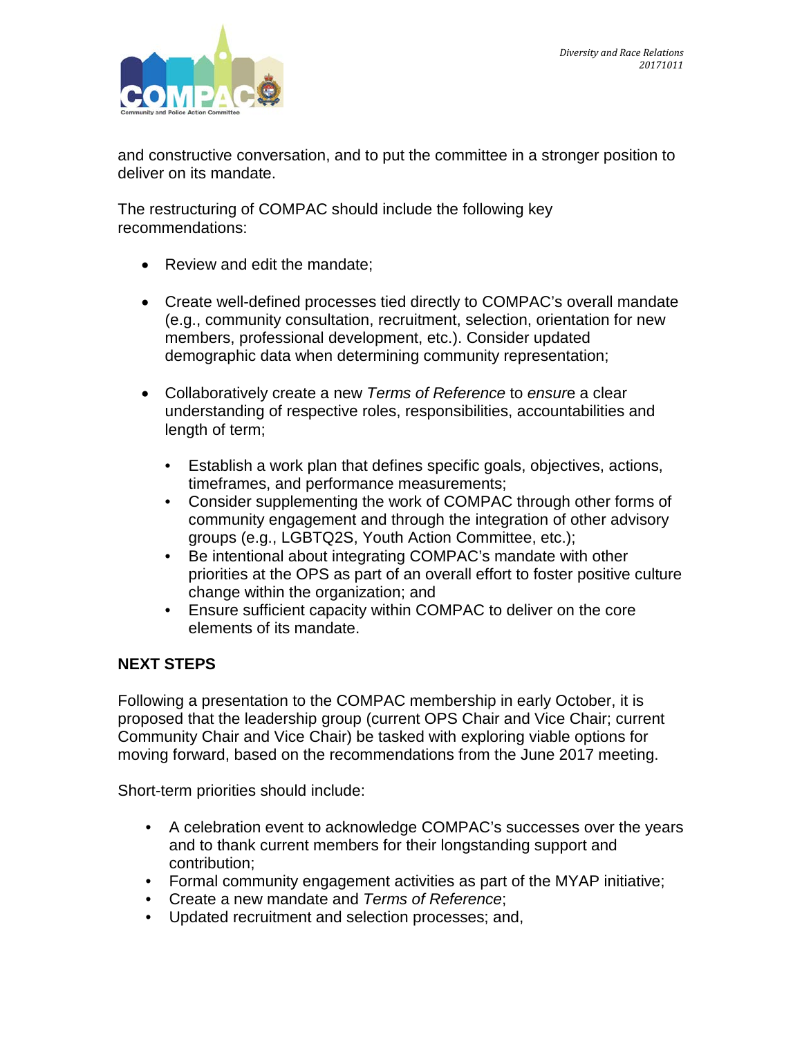and constructive conversation, and to put the committee in a stronger position to deliver on its mandate.

The restructuring of COMPAC should include the following key recommendations:

- Review and edit the mandate;
- Create well-defined processes tied directly to COMPAC's overall mandate (e.g., community consultation, recruitment, selection, orientation for new members, professional development, etc.). Consider updated demographic data when determining community representation;
- Collaboratively create a new *Terms of Reference* to *ensur*e a clear understanding of respective roles, responsibilities, accountabilities and length of term;
  - Establish a work plan that defines specific goals, objectives, actions, timeframes, and performance measurements;
  - Consider supplementing the work of COMPAC through other forms of community engagement and through the integration of other advisory groups (e.g., LGBTQ2S, Youth Action Committee, etc.);
  - Be intentional about integrating COMPAC's mandate with other priorities at the OPS as part of an overall effort to foster positive culture change within the organization; and
  - Ensure sufficient capacity within COMPAC to deliver on the core elements of its mandate.

**NEXT STEPS**

Following a presentation to the COMPAC membership in early October, it is proposed that the leadership group (current OPS Chair and Vice Chair; current Community Chair and Vice Chair) be tasked with exploring viable options for moving forward, based on the recommendations from the June 2017 meeting.

Short-term priorities should include:

- A celebration event to acknowledge COMPAC's successes over the years and to thank current members for their longstanding support and contribution;
- Formal community engagement activities as part of the MYAP initiative;
- Create a new mandate and *Terms of Reference*;
- Updated recruitment and selection processes; and,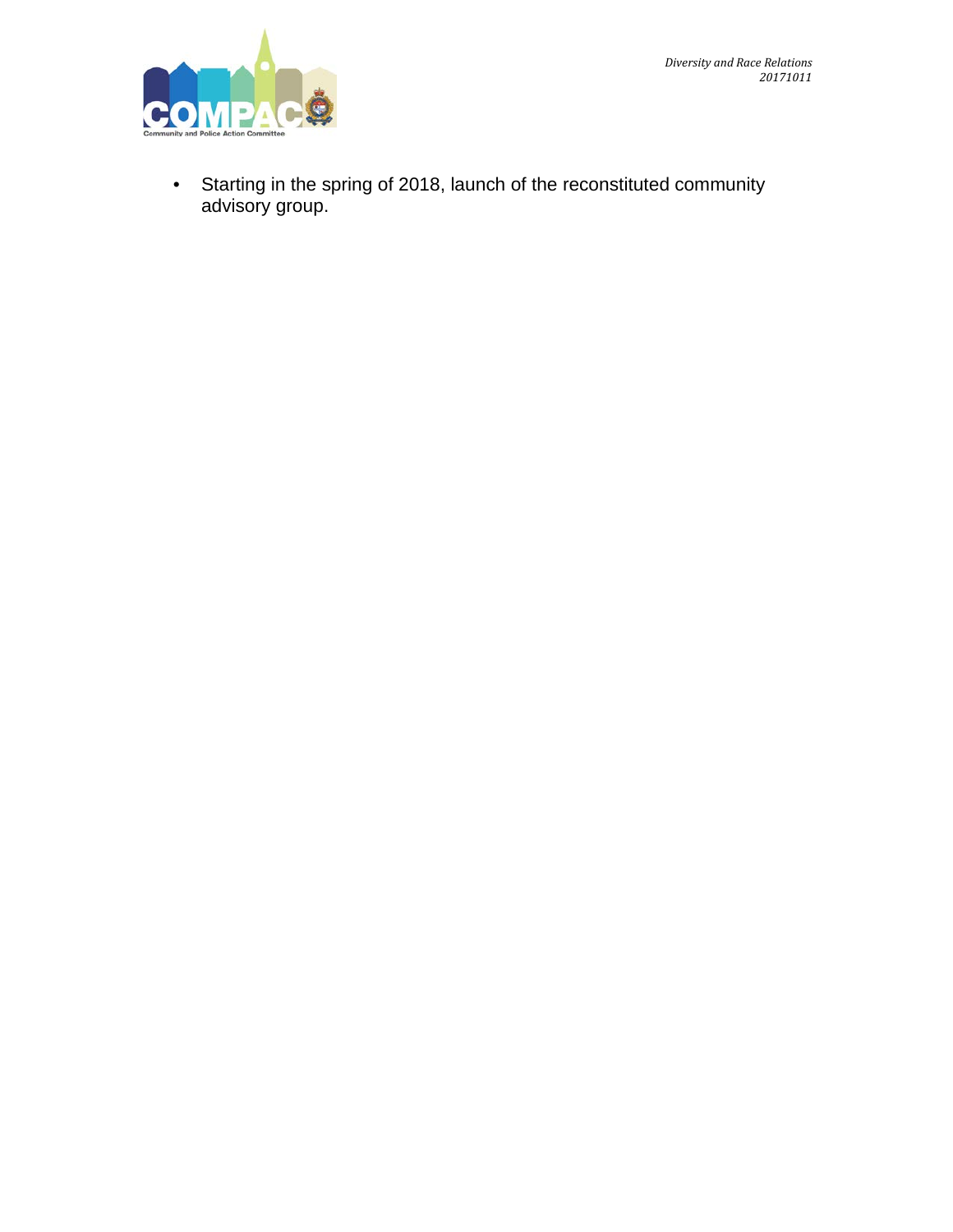- Starting in the spring of 2018, launch of the reconstituted community advisory group.